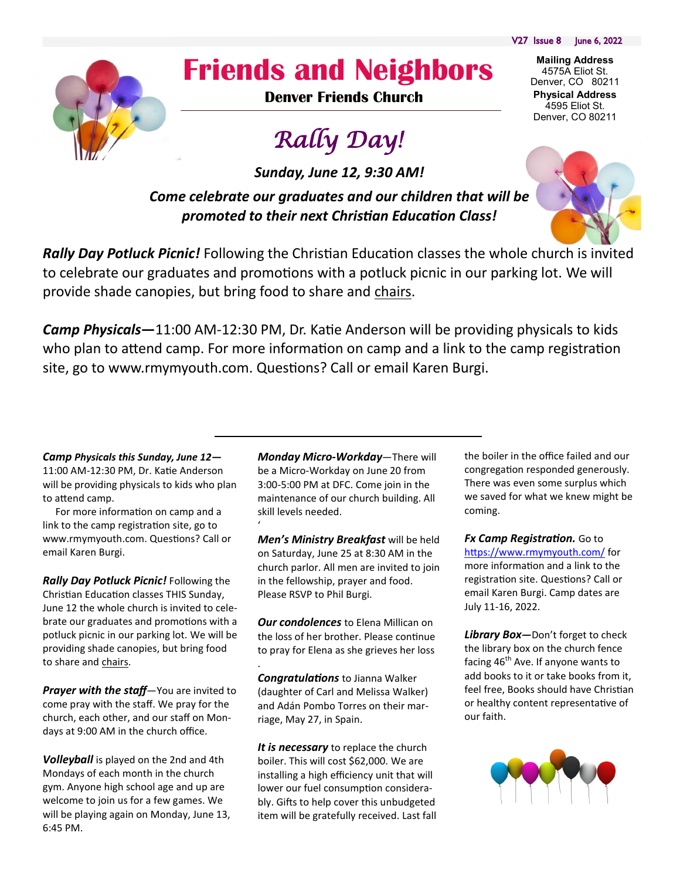V27 Issue 8 June 6, 2022

# Friends and Neighbors

**Denver Friends Church**

**Mailing Address**
4575A Eliot St.
Denver, CO 80211
**Physical Address**
4595 Eliot St.
Denver, CO 80211

## *Rally Day!*

***Sunday, June 12, 9:30 AM!***

***Come celebrate our graduates and our children that will be promoted to their next Christian Education Class!***

***Rally Day Potluck Picnic!*** Following the Christian Education classes the whole church is invited to celebrate our graduates and promotions with a potluck picnic in our parking lot. We will provide shade canopies, but bring food to share and chairs.

***Camp Physicals—***11:00 AM-12:30 PM, Dr. Katie Anderson will be providing physicals to kids who plan to attend camp. For more information on camp and a link to the camp registration site, go to www.rmymyouth.com. Questions? Call or email Karen Burgi.

---

***Camp Physicals this Sunday, June 12—*** 11:00 AM-12:30 PM, Dr. Katie Anderson will be providing physicals to kids who plan to attend camp.

For more information on camp and a link to the camp registration site, go to www.rmymyouth.com. Questions? Call or email Karen Burgi.

***Rally Day Potluck Picnic!*** Following the Christian Education classes THIS Sunday, June 12 the whole church is invited to celebrate our graduates and promotions with a potluck picnic in our parking lot. We will be providing shade canopies, but bring food to share and chairs.

***Prayer with the staff***—You are invited to come pray with the staff. We pray for the church, each other, and our staff on Mondays at 9:00 AM in the church office.

***Volleyball*** is played on the 2nd and 4th Mondays of each month in the church gym. Anyone high school age and up are welcome to join us for a few games. We will be playing again on Monday, June 13, 6:45 PM.

***Monday Micro-Workday***—There will be a Micro-Workday on June 20 from 3:00-5:00 PM at DFC. Come join in the maintenance of our church building. All skill levels needed.

***Men's Ministry Breakfast*** will be held on Saturday, June 25 at 8:30 AM in the church parlor. All men are invited to join in the fellowship, prayer and food. Please RSVP to Phil Burgi.

***Our condolences*** to Elena Millican on the loss of her brother. Please continue to pray for Elena as she grieves her loss.

***Congratulations*** to Jianna Walker (daughter of Carl and Melissa Walker) and Adán Pombo Torres on their marriage, May 27, in Spain.

***It is necessary*** to replace the church boiler. This will cost $62,000. We are installing a high efficiency unit that will lower our fuel consumption considerably. Gifts to help cover this unbudgeted item will be gratefully received. Last fall the boiler in the office failed and our congregation responded generously. There was even some surplus which we saved for what we knew might be coming.

***Fx Camp Registration.*** Go to https://www.rmymyouth.com/ for more information and a link to the registration site. Questions? Call or email Karen Burgi. Camp dates are July 11-16, 2022.

***Library Box—***Don't forget to check the library box on the church fence facing 46th Ave. If anyone wants to add books to it or take books from it, feel free, Books should have Christian or healthy content representative of our faith.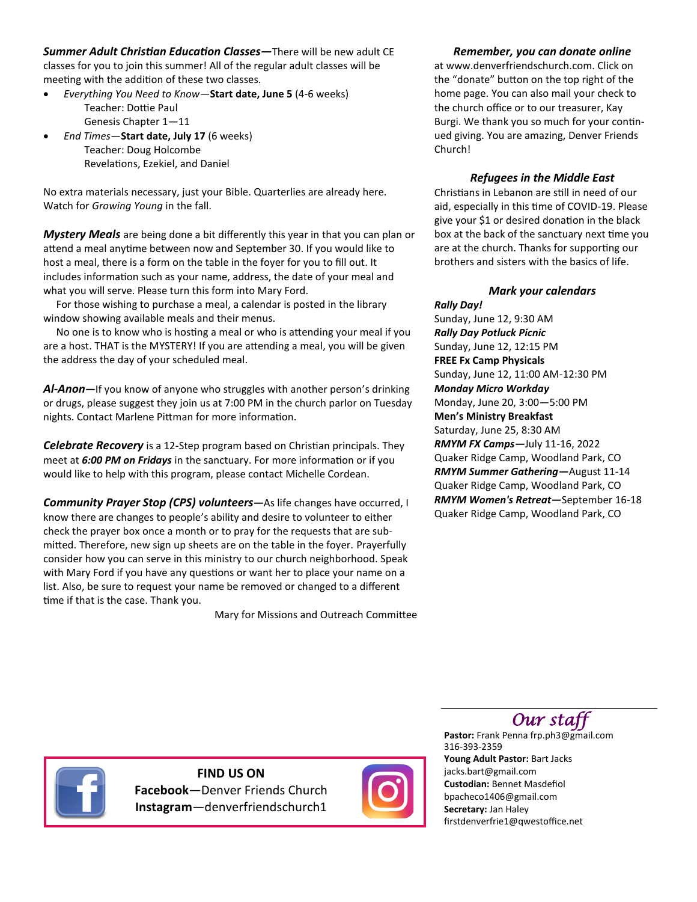***Summer Adult Christian Education Classes—***There will be new adult CE classes for you to join this summer! All of the regular adult classes will be meeting with the addition of these two classes.

- *Everything You Need to Know*—**Start date, June 5** (4-6 weeks)
  Teacher: Dottie Paul
  Genesis Chapter 1—11
- *End Times*—**Start date, July 17** (6 weeks)
  Teacher: Doug Holcombe
  Revelations, Ezekiel, and Daniel

No extra materials necessary, just your Bible. Quarterlies are already here. Watch for *Growing Young* in the fall.

***Mystery Meals*** are being done a bit differently this year in that you can plan or attend a meal anytime between now and September 30. If you would like to host a meal, there is a form on the table in the foyer for you to fill out. It includes information such as your name, address, the date of your meal and what you will serve. Please turn this form into Mary Ford.

For those wishing to purchase a meal, a calendar is posted in the library window showing available meals and their menus.

No one is to know who is hosting a meal or who is attending your meal if you are a host. THAT is the MYSTERY! If you are attending a meal, you will be given the address the day of your scheduled meal.

***Al-Anon—***If you know of anyone who struggles with another person's drinking or drugs, please suggest they join us at 7:00 PM in the church parlor on Tuesday nights. Contact Marlene Pittman for more information.

***Celebrate Recovery*** is a 12-Step program based on Christian principals. They meet at ***6:00 PM on Fridays*** in the sanctuary. For more information or if you would like to help with this program, please contact Michelle Cordean.

***Community Prayer Stop (CPS) volunteers—***As life changes have occurred, I know there are changes to people's ability and desire to volunteer to either check the prayer box once a month or to pray for the requests that are submitted. Therefore, new sign up sheets are on the table in the foyer. Prayerfully consider how you can serve in this ministry to our church neighborhood. Speak with Mary Ford if you have questions or want her to place your name on a list. Also, be sure to request your name be removed or changed to a different time if that is the case. Thank you.

Mary for Missions and Outreach Committee

### *Remember, you can donate online*

at www.denverfriendschurch.com. Click on the "donate" button on the top right of the home page. You can also mail your check to the church office or to our treasurer, Kay Burgi. We thank you so much for your continued giving. You are amazing, Denver Friends Church!

### *Refugees in the Middle East*

Christians in Lebanon are still in need of our aid, especially in this time of COVID-19. Please give your $1 or desired donation in the black box at the back of the sanctuary next time you are at the church. Thanks for supporting our brothers and sisters with the basics of life.

### *Mark your calendars*

***Rally Day!***
Sunday, June 12, 9:30 AM
***Rally Day Potluck Picnic***
Sunday, June 12, 12:15 PM
**FREE Fx Camp Physicals**
Sunday, June 12, 11:00 AM-12:30 PM
***Monday Micro Workday***
Monday, June 20, 3:00—5:00 PM
**Men's Ministry Breakfast**
Saturday, June 25, 8:30 AM
***RMYM FX Camps—***July 11-16, 2022
Quaker Ridge Camp, Woodland Park, CO
***RMYM Summer Gathering—***August 11-14
Quaker Ridge Camp, Woodland Park, CO
***RMYM Women's Retreat—***September 16-18
Quaker Ridge Camp, Woodland Park, CO

**FIND US ON**
**Facebook**—Denver Friends Church
**Instagram**—denverfriendschurch1

## *Our staff*

**Pastor:** Frank Penna frp.ph3@gmail.com
316-393-2359
**Young Adult Pastor:** Bart Jacks
jacks.bart@gmail.com
**Custodian:** Bennet Masdefiol
bpacheco1406@gmail.com
**Secretary:** Jan Haley
firstdenverfrie1@qwestoffice.net